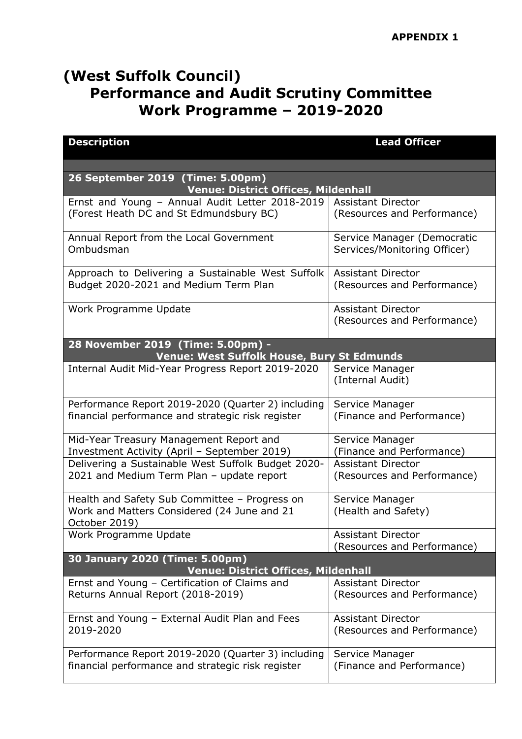**APPENDIX 1**

# (West Suffolk Council)
# Performance and Audit Scrutiny Committee
# Work Programme – 2019-2020

| Description | Lead Officer |
|---|---|
| | |
| **26 September 2019 (Time: 5.00pm) Venue: District Offices, Mildenhall** | |
| Ernst and Young – Annual Audit Letter 2018-2019 (Forest Heath DC and St Edmundsbury BC) | Assistant Director (Resources and Performance) |
| Annual Report from the Local Government Ombudsman | Service Manager (Democratic Services/Monitoring Officer) |
| Approach to Delivering a Sustainable West Suffolk Budget 2020-2021 and Medium Term Plan | Assistant Director (Resources and Performance) |
| Work Programme Update | Assistant Director (Resources and Performance) |
| **28 November 2019 (Time: 5.00pm) - Venue: West Suffolk House, Bury St Edmunds** | |
| Internal Audit Mid-Year Progress Report 2019-2020 | Service Manager (Internal Audit) |
| Performance Report 2019-2020 (Quarter 2) including financial performance and strategic risk register | Service Manager (Finance and Performance) |
| Mid-Year Treasury Management Report and Investment Activity (April – September 2019) | Service Manager (Finance and Performance) |
| Delivering a Sustainable West Suffolk Budget 2020-2021 and Medium Term Plan – update report | Assistant Director (Resources and Performance) |
| Health and Safety Sub Committee – Progress on Work and Matters Considered (24 June and 21 October 2019) | Service Manager (Health and Safety) |
| Work Programme Update | Assistant Director (Resources and Performance) |
| **30 January 2020 (Time: 5.00pm) Venue: District Offices, Mildenhall** | |
| Ernst and Young – Certification of Claims and Returns Annual Report (2018-2019) | Assistant Director (Resources and Performance) |
| Ernst and Young – External Audit Plan and Fees 2019-2020 | Assistant Director (Resources and Performance) |
| Performance Report 2019-2020 (Quarter 3) including financial performance and strategic risk register | Service Manager (Finance and Performance) |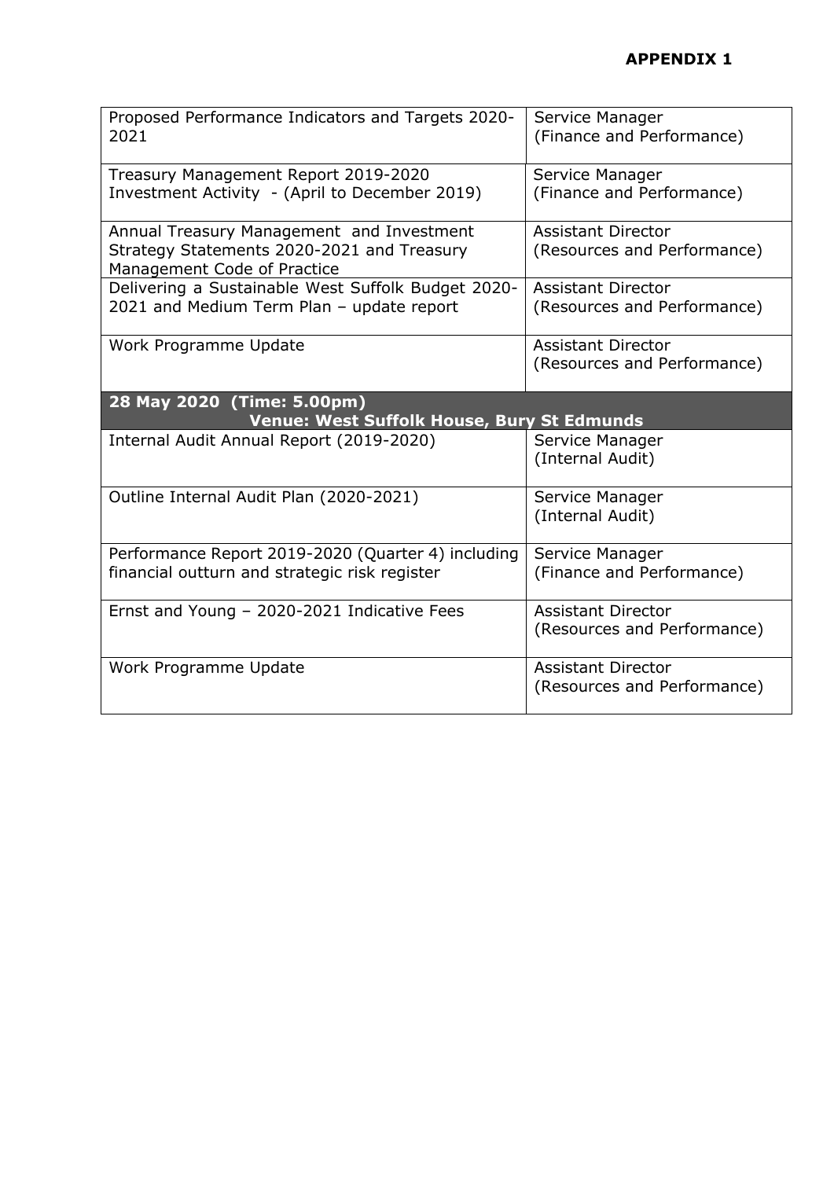**APPENDIX 1**

| | |
|---|---|
| Proposed Performance Indicators and Targets 2020-2021 | Service Manager (Finance and Performance) |
| Treasury Management Report 2019-2020 Investment Activity - (April to December 2019) | Service Manager (Finance and Performance) |
| Annual Treasury Management and Investment Strategy Statements 2020-2021 and Treasury Management Code of Practice | Assistant Director (Resources and Performance) |
| Delivering a Sustainable West Suffolk Budget 2020-2021 and Medium Term Plan – update report | Assistant Director (Resources and Performance) |
| Work Programme Update | Assistant Director (Resources and Performance) |
| **28 May 2020 (Time: 5.00pm) Venue: West Suffolk House, Bury St Edmunds** | |
| Internal Audit Annual Report (2019-2020) | Service Manager (Internal Audit) |
| Outline Internal Audit Plan (2020-2021) | Service Manager (Internal Audit) |
| Performance Report 2019-2020 (Quarter 4) including financial outturn and strategic risk register | Service Manager (Finance and Performance) |
| Ernst and Young – 2020-2021 Indicative Fees | Assistant Director (Resources and Performance) |
| Work Programme Update | Assistant Director (Resources and Performance) |